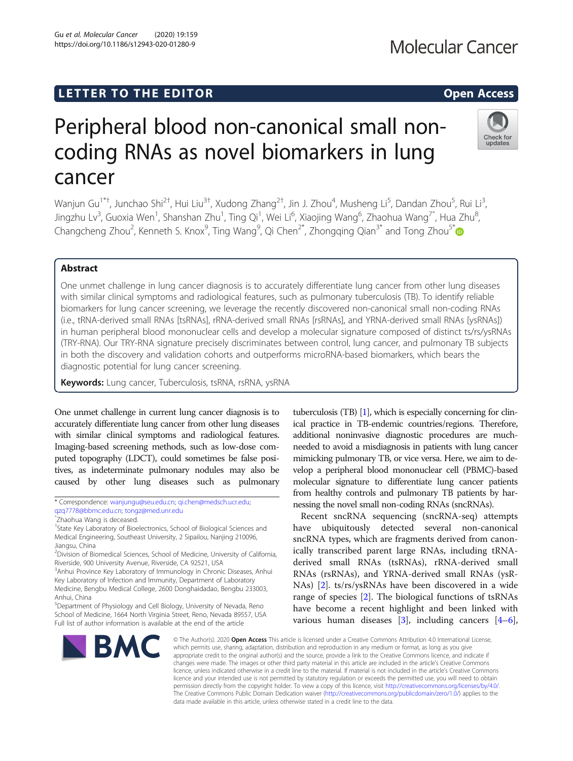LETTER TO THE EDITOR

Open Access

# Peripheral blood non-canonical small non-coding RNAs as novel biomarkers in lung cancer

Wanjun Gu[1*†], Junchao Shi[2†], Hui Liu[3†], Xudong Zhang[2†], Jin J. Zhou[4], Musheng Li[5], Dandan Zhou[5], Rui Li[3], Jingzhu Lv[3], Guoxia Wen[1], Shanshan Zhu[1], Ting Qi[1], Wei Li[6], Xiaojing Wang[6], Zhaohua Wang[7^], Hua Zhu[8], Changcheng Zhou[2], Kenneth S. Knox[9], Ting Wang[9], Qi Chen[2*], Zhongqing Qian[3*] and Tong Zhou[5*]

## Abstract

One unmet challenge in lung cancer diagnosis is to accurately differentiate lung cancer from other lung diseases with similar clinical symptoms and radiological features, such as pulmonary tuberculosis (TB). To identify reliable biomarkers for lung cancer screening, we leverage the recently discovered non-canonical small non-coding RNAs (i.e., tRNA-derived small RNAs [tsRNAs], rRNA-derived small RNAs [rsRNAs], and YRNA-derived small RNAs [ysRNAs]) in human peripheral blood mononuclear cells and develop a molecular signature composed of distinct ts/rs/ysRNAs (TRY-RNA). Our TRY-RNA signature precisely discriminates between control, lung cancer, and pulmonary TB subjects in both the discovery and validation cohorts and outperforms microRNA-based biomarkers, which bears the diagnostic potential for lung cancer screening.

**Keywords:** Lung cancer, Tuberculosis, tsRNA, rsRNA, ysRNA

One unmet challenge in current lung cancer diagnosis is to accurately differentiate lung cancer from other lung diseases with similar clinical symptoms and radiological features. Imaging-based screening methods, such as low-dose computed topography (LDCT), could sometimes be false positives, as indeterminate pulmonary nodules may also be caused by other lung diseases such as pulmonary tuberculosis (TB) [1], which is especially concerning for clinical practice in TB-endemic countries/regions. Therefore, additional noninvasive diagnostic procedures are much-needed to avoid a misdiagnosis in patients with lung cancer mimicking pulmonary TB, or vice versa. Here, we aim to develop a peripheral blood mononuclear cell (PBMC)-based molecular signature to differentiate lung cancer patients from healthy controls and pulmonary TB patients by harnessing the novel small non-coding RNAs (sncRNAs).

Recent sncRNA sequencing (sncRNA-seq) attempts have ubiquitously detected several non-canonical sncRNA types, which are fragments derived from canonically transcribed parent large RNAs, including tRNA-derived small RNAs (tsRNAs), rRNA-derived small RNAs (rsRNAs), and YRNA-derived small RNAs (ysRNAs) [2]. ts/rs/ysRNAs have been discovered in a wide range of species [2]. The biological functions of tsRNAs have become a recent highlight and been linked with various human diseases [3], including cancers [4–6],

* Correspondence: wanjungu@seu.edu.cn; qi.chen@medsch.ucr.edu; qzq7778@bbmc.edu.cn; tongz@med.unr.edu
^Zhaohua Wang is deceased.
[1]State Key Laboratory of Bioelectronics, School of Biological Sciences and Medical Engineering, Southeast University, 2 Sipailou, Nanjing 210096, Jiangsu, China
[2]Division of Biomedical Sciences, School of Medicine, University of California, Riverside, 900 University Avenue, Riverside, CA 92521, USA
[3]Anhui Province Key Laboratory of Immunology in Chronic Diseases, Anhui Key Laboratory of Infection and Immunity, Department of Laboratory Medicine, Bengbu Medical College, 2600 Donghaidadao, Bengbu 233003, Anhui, China
[5]Department of Physiology and Cell Biology, University of Nevada, Reno School of Medicine, 1664 North Virginia Street, Reno, Nevada 89557, USA
Full list of author information is available at the end of the article

© The Author(s). 2020 **Open Access** This article is licensed under a Creative Commons Attribution 4.0 International License, which permits use, sharing, adaptation, distribution and reproduction in any medium or format, as long as you give appropriate credit to the original author(s) and the source, provide a link to the Creative Commons licence, and indicate if changes were made. The images or other third party material in this article are included in the article's Creative Commons licence, unless indicated otherwise in a credit line to the material. If material is not included in the article's Creative Commons licence and your intended use is not permitted by statutory regulation or exceeds the permitted use, you will need to obtain permission directly from the copyright holder. To view a copy of this licence, visit http://creativecommons.org/licenses/by/4.0/. The Creative Commons Public Domain Dedication waiver (http://creativecommons.org/publicdomain/zero/1.0/) applies to the data made available in this article, unless otherwise stated in a credit line to the data.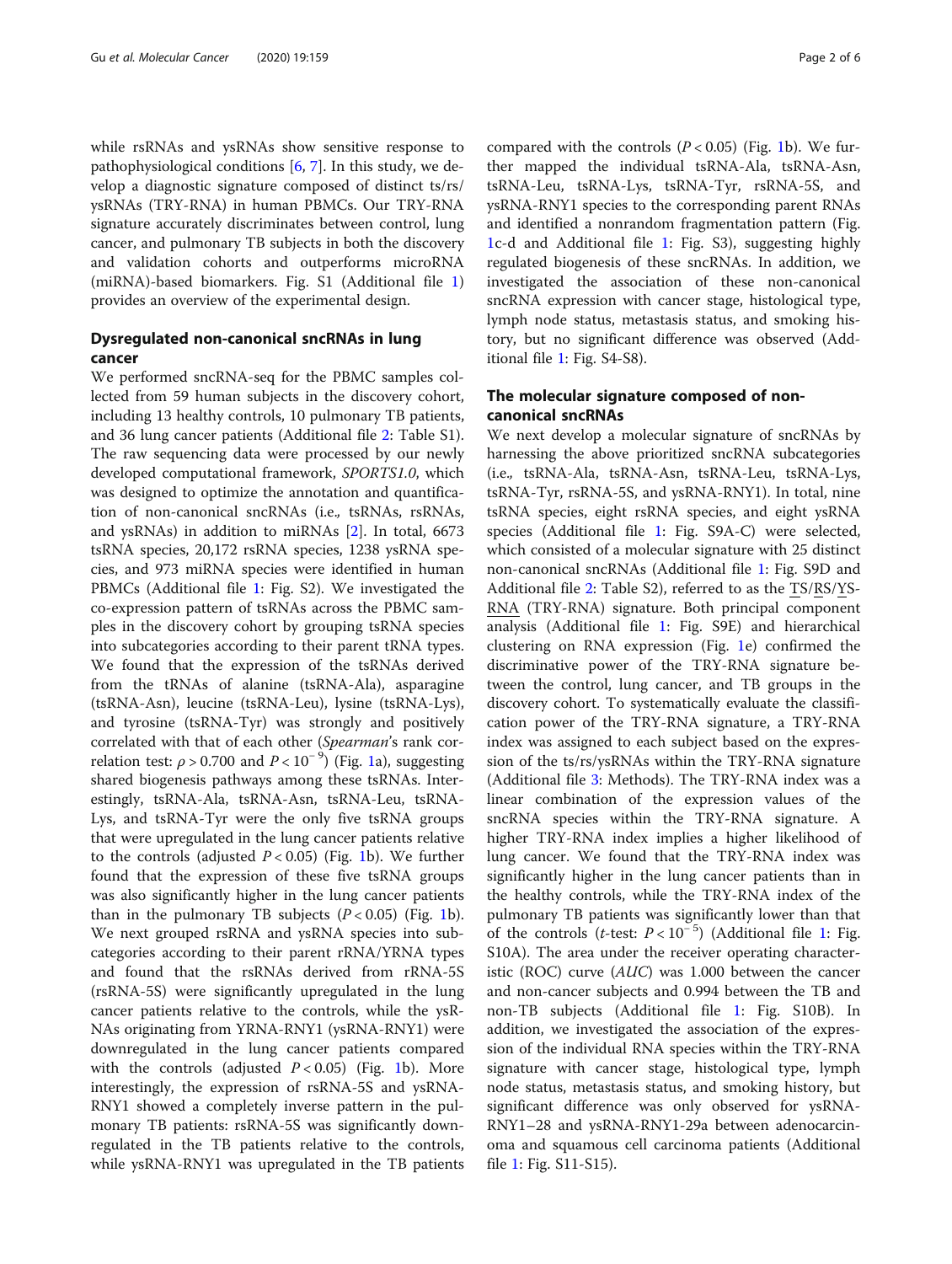while rsRNAs and ysRNAs show sensitive response to pathophysiological conditions [6, 7]. In this study, we develop a diagnostic signature composed of distinct ts/rs/ysRNAs (TRY-RNA) in human PBMCs. Our TRY-RNA signature accurately discriminates between control, lung cancer, and pulmonary TB subjects in both the discovery and validation cohorts and outperforms microRNA (miRNA)-based biomarkers. Fig. S1 (Additional file 1) provides an overview of the experimental design.

## Dysregulated non-canonical sncRNAs in lung cancer

We performed sncRNA-seq for the PBMC samples collected from 59 human subjects in the discovery cohort, including 13 healthy controls, 10 pulmonary TB patients, and 36 lung cancer patients (Additional file 2: Table S1). The raw sequencing data were processed by our newly developed computational framework, *SPORTS1.0*, which was designed to optimize the annotation and quantification of non-canonical sncRNAs (i.e., tsRNAs, rsRNAs, and ysRNAs) in addition to miRNAs [2]. In total, 6673 tsRNA species, 20,172 rsRNA species, 1238 ysRNA species, and 973 miRNA species were identified in human PBMCs (Additional file 1: Fig. S2). We investigated the co-expression pattern of tsRNAs across the PBMC samples in the discovery cohort by grouping tsRNA species into subcategories according to their parent tRNA types. We found that the expression of the tsRNAs derived from the tRNAs of alanine (tsRNA-Ala), asparagine (tsRNA-Asn), leucine (tsRNA-Leu), lysine (tsRNA-Lys), and tyrosine (tsRNA-Tyr) was strongly and positively correlated with that of each other (*Spearman*'s rank correlation test: $\rho > 0.700$ and $P < 10^{-9}$) (Fig. 1a), suggesting shared biogenesis pathways among these tsRNAs. Interestingly, tsRNA-Ala, tsRNA-Asn, tsRNA-Leu, tsRNA-Lys, and tsRNA-Tyr were the only five tsRNA groups that were upregulated in the lung cancer patients relative to the controls (adjusted $P < 0.05$) (Fig. 1b). We further found that the expression of these five tsRNA groups was also significantly higher in the lung cancer patients than in the pulmonary TB subjects ($P < 0.05$) (Fig. 1b). We next grouped rsRNA and ysRNA species into subcategories according to their parent rRNA/YRNA types and found that the rsRNAs derived from rRNA-5S (rsRNA-5S) were significantly upregulated in the lung cancer patients relative to the controls, while the ysRNAs originating from YRNA-RNY1 (ysRNA-RNY1) were downregulated in the lung cancer patients compared with the controls (adjusted $P < 0.05$) (Fig. 1b). More interestingly, the expression of rsRNA-5S and ysRNA-RNY1 showed a completely inverse pattern in the pulmonary TB patients: rsRNA-5S was significantly downregulated in the TB patients relative to the controls, while ysRNA-RNY1 was upregulated in the TB patients compared with the controls ($P < 0.05$) (Fig. 1b). We further mapped the individual tsRNA-Ala, tsRNA-Asn, tsRNA-Leu, tsRNA-Lys, tsRNA-Tyr, rsRNA-5S, and ysRNA-RNY1 species to the corresponding parent RNAs and identified a nonrandom fragmentation pattern (Fig. 1c-d and Additional file 1: Fig. S3), suggesting highly regulated biogenesis of these sncRNAs. In addition, we investigated the association of these non-canonical sncRNA expression with cancer stage, histological type, lymph node status, metastasis status, and smoking history, but no significant difference was observed (Additional file 1: Fig. S4-S8).

## The molecular signature composed of non-canonical sncRNAs

We next develop a molecular signature of sncRNAs by harnessing the above prioritized sncRNA subcategories (i.e., tsRNA-Ala, tsRNA-Asn, tsRNA-Leu, tsRNA-Lys, tsRNA-Tyr, rsRNA-5S, and ysRNA-RNY1). In total, nine tsRNA species, eight rsRNA species, and eight ysRNA species (Additional file 1: Fig. S9A-C) were selected, which consisted of a molecular signature with 25 distinct non-canonical sncRNAs (Additional file 1: Fig. S9D and Additional file 2: Table S2), referred to as the <u>TS</u>/<u>RS</u>/<u>YS</u>-<u>RNA</u> (TRY-RNA) signature. Both principal component analysis (Additional file 1: Fig. S9E) and hierarchical clustering on RNA expression (Fig. 1e) confirmed the discriminative power of the TRY-RNA signature between the control, lung cancer, and TB groups in the discovery cohort. To systematically evaluate the classification power of the TRY-RNA signature, a TRY-RNA index was assigned to each subject based on the expression of the ts/rs/ysRNAs within the TRY-RNA signature (Additional file 3: Methods). The TRY-RNA index was a linear combination of the expression values of the sncRNA species within the TRY-RNA signature. A higher TRY-RNA index implies a higher likelihood of lung cancer. We found that the TRY-RNA index was significantly higher in the lung cancer patients than in the healthy controls, while the TRY-RNA index of the pulmonary TB patients was significantly lower than that of the controls (*t*-test: $P < 10^{-5}$) (Additional file 1: Fig. S10A). The area under the receiver operating characteristic (ROC) curve (*AUC*) was 1.000 between the cancer and non-cancer subjects and 0.994 between the TB and non-TB subjects (Additional file 1: Fig. S10B). In addition, we investigated the association of the expression of the individual RNA species within the TRY-RNA signature with cancer stage, histological type, lymph node status, metastasis status, and smoking history, but significant difference was only observed for ysRNA-RNY1−28 and ysRNA-RNY1-29a between adenocarcinoma and squamous cell carcinoma patients (Additional file 1: Fig. S11-S15).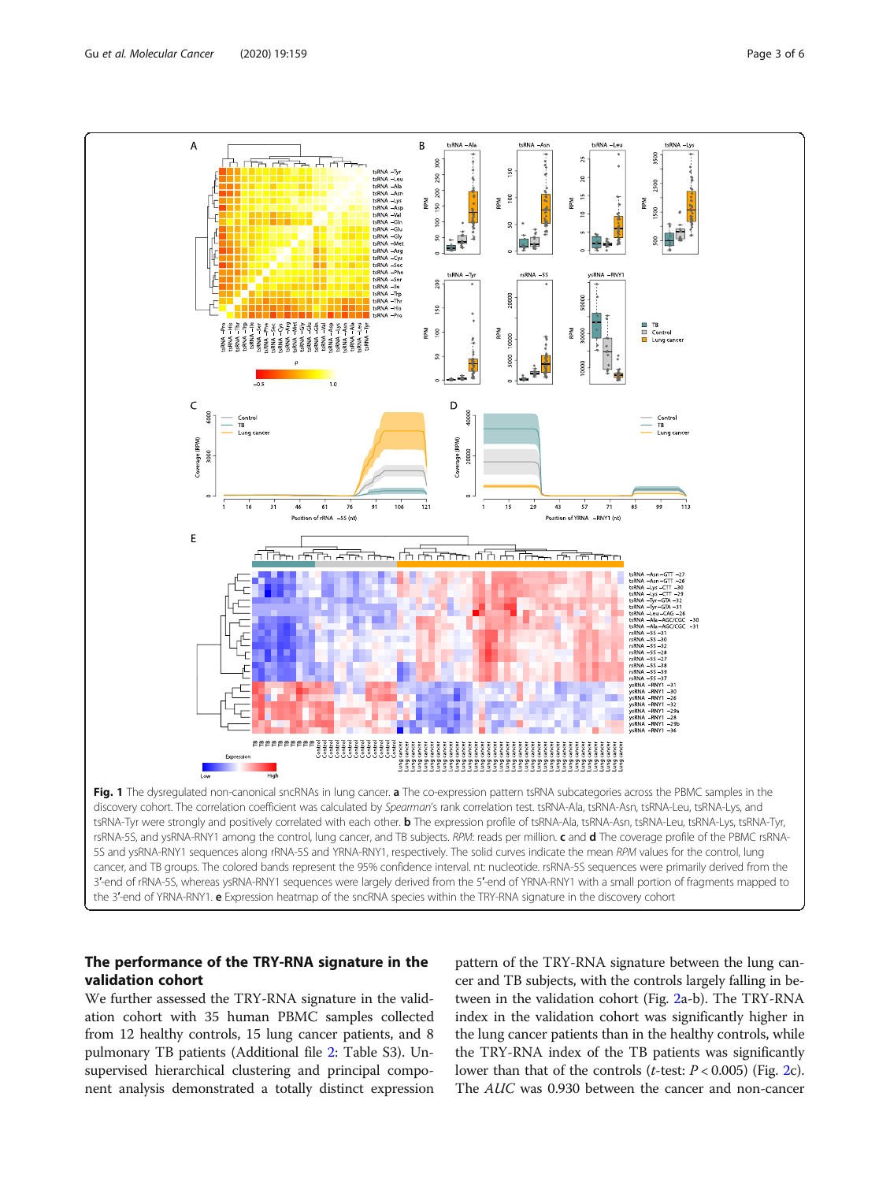**Fig. 1** The dysregulated non-canonical sncRNAs in lung cancer. **a** The co-expression pattern tsRNA subcategories across the PBMC samples in the discovery cohort. The correlation coefficient was calculated by *Spearman*'s rank correlation test. tsRNA-Ala, tsRNA-Asn, tsRNA-Leu, tsRNA-Lys, and tsRNA-Tyr were strongly and positively correlated with each other. **b** The expression profile of tsRNA-Ala, tsRNA-Asn, tsRNA-Leu, tsRNA-Lys, tsRNA-Tyr, rsRNA-5S, and ysRNA-RNY1 among the control, lung cancer, and TB subjects. *RPM*: reads per million. **c** and **d** The coverage profile of the PBMC rsRNA-5S and ysRNA-RNY1 sequences along rRNA-5S and YRNA-RNY1, respectively. The solid curves indicate the mean *RPM* values for the control, lung cancer, and TB groups. The colored bands represent the 95% confidence interval. nt: nucleotide. rsRNA-5S sequences were primarily derived from the 3′-end of rRNA-5S, whereas ysRNA-RNY1 sequences were largely derived from the 5′-end of YRNA-RNY1 with a small portion of fragments mapped to the 3′-end of YRNA-RNY1. **e** Expression heatmap of the sncRNA species within the TRY-RNA signature in the discovery cohort

## The performance of the TRY-RNA signature in the validation cohort

We further assessed the TRY-RNA signature in the validation cohort with 35 human PBMC samples collected from 12 healthy controls, 15 lung cancer patients, and 8 pulmonary TB patients (Additional file 2: Table S3). Unsupervised hierarchical clustering and principal component analysis demonstrated a totally distinct expression pattern of the TRY-RNA signature between the lung cancer and TB subjects, with the controls largely falling in between in the validation cohort (Fig. 2a-b). The TRY-RNA index in the validation cohort was significantly higher in the lung cancer patients than in the healthy controls, while the TRY-RNA index of the TB patients was significantly lower than that of the controls (*t*-test: $P < 0.005$) (Fig. 2c). The *AUC* was 0.930 between the cancer and non-cancer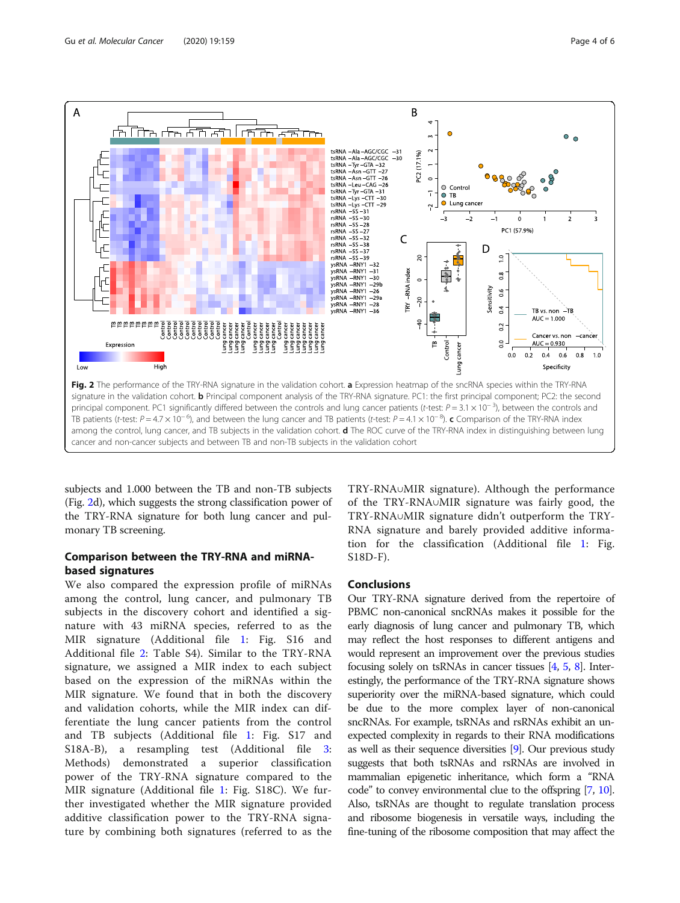**Fig. 2** The performance of the TRY-RNA signature in the validation cohort. **a** Expression heatmap of the sncRNA species within the TRY-RNA signature in the validation cohort. **b** Principal component analysis of the TRY-RNA signature. PC1: the first principal component; PC2: the second principal component. PC1 significantly differed between the controls and lung cancer patients (*t*-test: $P = 3.1 \times 10^{-3}$), between the controls and TB patients (*t*-test: $P = 4.7 \times 10^{-6}$), and between the lung cancer and TB patients (*t*-test: $P = 4.1 \times 10^{-8}$). **c** Comparison of the TRY-RNA index among the control, lung cancer, and TB subjects in the validation cohort. **d** The ROC curve of the TRY-RNA index in distinguishing between lung cancer and non-cancer subjects and between TB and non-TB subjects in the validation cohort

subjects and 1.000 between the TB and non-TB subjects (Fig. 2d), which suggests the strong classification power of the TRY-RNA signature for both lung cancer and pulmonary TB screening.

## Comparison between the TRY-RNA and miRNA-based signatures

We also compared the expression profile of miRNAs among the control, lung cancer, and pulmonary TB subjects in the discovery cohort and identified a signature with 43 miRNA species, referred to as the MIR signature (Additional file 1: Fig. S16 and Additional file 2: Table S4). Similar to the TRY-RNA signature, we assigned a MIR index to each subject based on the expression of the miRNAs within the MIR signature. We found that in both the discovery and validation cohorts, while the MIR index can differentiate the lung cancer patients from the control and TB subjects (Additional file 1: Fig. S17 and S18A-B), a resampling test (Additional file 3: Methods) demonstrated a superior classification power of the TRY-RNA signature compared to the MIR signature (Additional file 1: Fig. S18C). We further investigated whether the MIR signature provided additive classification power to the TRY-RNA signature by combining both signatures (referred to as the TRY-RNA∪MIR signature). Although the performance of the TRY-RNA∪MIR signature was fairly good, the TRY-RNA∪MIR signature didn't outperform the TRY-RNA signature and barely provided additive information for the classification (Additional file 1: Fig. S18D-F).

## Conclusions

Our TRY-RNA signature derived from the repertoire of PBMC non-canonical sncRNAs makes it possible for the early diagnosis of lung cancer and pulmonary TB, which may reflect the host responses to different antigens and would represent an improvement over the previous studies focusing solely on tsRNAs in cancer tissues [4, 5, 8]. Interestingly, the performance of the TRY-RNA signature shows superiority over the miRNA-based signature, which could be due to the more complex layer of non-canonical sncRNAs. For example, tsRNAs and rsRNAs exhibit an unexpected complexity in regards to their RNA modifications as well as their sequence diversities [9]. Our previous study suggests that both tsRNAs and rsRNAs are involved in mammalian epigenetic inheritance, which form a "RNA code" to convey environmental clue to the offspring [7, 10]. Also, tsRNAs are thought to regulate translation process and ribosome biogenesis in versatile ways, including the fine-tuning of the ribosome composition that may affect the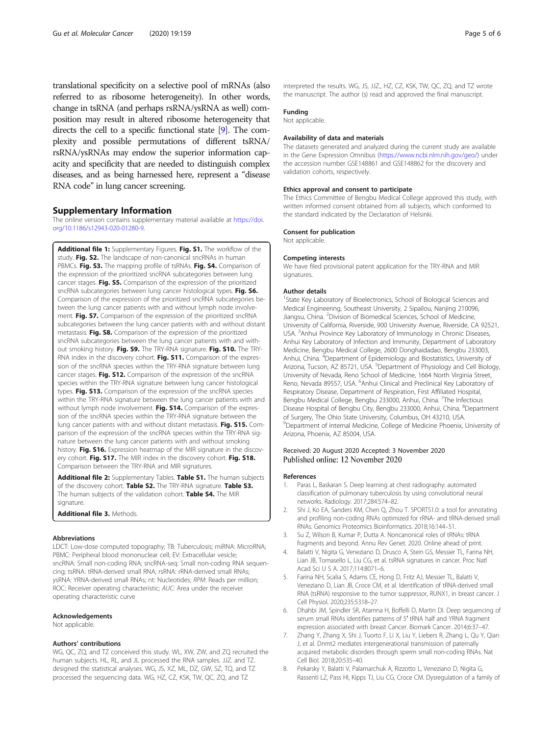translational specificity on a selective pool of mRNAs (also referred to as ribosome heterogeneity). In other words, change in tsRNA (and perhaps rsRNA/ysRNA as well) composition may result in altered ribosome heterogeneity that directs the cell to a specific functional state [9]. The complexity and possible permutations of different tsRNA/rsRNA/ysRNAs may endow the superior information capacity and specificity that are needed to distinguish complex diseases, and as being harnessed here, represent a "disease RNA code" in lung cancer screening.

## Supplementary Information

The online version contains supplementary material available at https://doi.org/10.1186/s12943-020-01280-9.

**Additional file 1:** Supplementary Figures. **Fig. S1.** The workflow of the study. **Fig. S2.** The landscape of non-canonical sncRNAs in human PBMCs. **Fig. S3.** The mapping profile of tsRNAs. **Fig. S4.** Comparison of the expression of the prioritized sncRNA subcategories between lung cancer stages. **Fig. S5.** Comparison of the expression of the prioritized sncRNA subcategories between lung cancer histological types. **Fig. S6.** Comparison of the expression of the prioritized sncRNA subcategories between the lung cancer patients with and without lymph node involvement. **Fig. S7.** Comparison of the expression of the prioritized sncRNA subcategories between the lung cancer patients with and without distant metastasis. **Fig. S8.** Comparison of the expression of the prioritized sncRNA subcategories between the lung cancer patients with and without smoking history. **Fig. S9.** The TRY-RNA signature. **Fig. S10.** The TRY-RNA index in the discovery cohort. **Fig. S11.** Comparison of the expression of the sncRNA species within the TRY-RNA signature between lung cancer stages. **Fig. S12.** Comparison of the expression of the sncRNA species within the TRY-RNA signature between lung cancer histological types. **Fig. S13.** Comparison of the expression of the sncRNA species within the TRY-RNA signature between the lung cancer patients with and without lymph node involvement. **Fig. S14.** Comparison of the expression of the sncRNA species within the TRY-RNA signature between the lung cancer patients with and without distant metastasis. **Fig. S15.** Comparison of the expression of the sncRNA species within the TRY-RNA signature between the lung cancer patients with and without smoking history. **Fig. S16.** Expression heatmap of the MIR signature in the discovery cohort. **Fig. S17.** The MIR index in the discovery cohort. **Fig. S18.** Comparison between the TRY-RNA and MIR signatures.

**Additional file 2:** Supplementary Tables. **Table S1.** The human subjects of the discovery cohort. **Table S2.** The TRY-RNA signature. **Table S3.** The human subjects of the validation cohort. **Table S4.** The MIR signature.

**Additional file 3.** Methods.

### Abbreviations

LDCT: Low-dose computed topography; TB: Tuberculosis; miRNA: MicroRNA; PBMC: Peripheral blood mononuclear cell; EV: Extracellular vesicle; sncRNA: Small non-coding RNA; sncRNA-seq: Small non-coding RNA sequencing; tsRNA: tRNA-derived small RNA; rsRNA: rRNA-derived small RNAs; ysRNA: YRNA-derived small RNAs; nt: Nucleotides; *RPM*: Reads per million; ROC: Receiver operating characteristic; *AUC*: Area under the receiver operating characteristic curve

### Acknowledgements

Not applicable.

### Authors' contributions

WG, QC, ZQ, and TZ conceived this study. WL, XW, ZW, and ZQ recruited the human subjects. HL, RL, and JL processed the RNA samples. JJZ. and TZ. designed the statistical analyses. WG, JS, XZ, ML, DZ, GW, SZ, TQ, and TZ processed the sequencing data. WG, HZ, CZ, KSK, TW, QC, ZQ, and TZ interpreted the results. WG, JS, JJZ., HZ, CZ, KSK, TW, QC, ZQ, and TZ wrote the manuscript. The author (s) read and approved the final manuscript.

### Funding

Not applicable.

### Availability of data and materials

The datasets generated and analyzed during the current study are available in the Gene Expression Omnibus (https://www.ncbi.nlm.nih.gov/geo/) under the accession number GSE148861 and GSE148862 for the discovery and validation cohorts, respectively.

### Ethics approval and consent to participate

The Ethics Committee of Bengbu Medical College approved this study, with written informed consent obtained from all subjects, which conformed to the standard indicated by the Declaration of Helsinki.

### Consent for publication

Not applicable.

### Competing interests

We have filed provisional patent application for the TRY-RNA and MIR signatures.

### Author details

[1]State Key Laboratory of Bioelectronics, School of Biological Sciences and Medical Engineering, Southeast University, 2 Sipailou, Nanjing 210096, Jiangsu, China. [2]Division of Biomedical Sciences, School of Medicine, University of California, Riverside, 900 University Avenue, Riverside, CA 92521, USA. [3]Anhui Province Key Laboratory of Immunology in Chronic Diseases, Anhui Key Laboratory of Infection and Immunity, Department of Laboratory Medicine, Bengbu Medical College, 2600 Donghaidadao, Bengbu 233003, Anhui, China. [4]Department of Epidemiology and Biostatistics, University of Arizona, Tucson, AZ 85721, USA. [5]Department of Physiology and Cell Biology, University of Nevada, Reno School of Medicine, 1664 North Virginia Street, Reno, Nevada 89557, USA. [6]Anhui Clinical and Preclinical Key Laboratory of Respiratory Disease, Department of Respiration, First Affiliated Hospital, Bengbu Medical College, Bengbu 233000, Anhui, China. [7]The Infectious Disease Hospital of Bengbu City, Bengbu 233000, Anhui, China. [8]Department of Surgery, The Ohio State University, Columbus, OH 43210, USA. [9]Department of Internal Medicine, College of Medicine Phoenix, University of Arizona, Phoenix, AZ 85004, USA.

Received: 20 August 2020 Accepted: 3 November 2020
Published online: 12 November 2020

### References

1. Paras L, Baskaran S. Deep learning at chest radiography: automated classification of pulmonary tuberculosis by using convolutional neural networks. Radiology. 2017;284:574–82.
2. Shi J, Ko EA, Sanders KM, Chen Q, Zhou T. SPORTS1.0: a tool for annotating and profiling non-coding RNAs optimized for rRNA- and tRNA-derived small RNAs. Genomics Proteomics Bioinformatics. 2018;16:144–51.
3. Su Z, Wilson B, Kumar P, Dutta A. Noncanonical roles of tRNAs: tRNA fragments and beyond. Annu Rev Genet. 2020. Online ahead of print.
4. Balatti V, Nigita G, Veneziano D, Drusco A, Stein GS, Messier TL, Farina NH, Lian JB, Tomasello L, Liu CG, et al. tsRNA signatures in cancer. Proc Natl Acad Sci U S A. 2017;114:8071–6.
5. Farina NH, Scalia S, Adams CE, Hong D, Fritz AJ, Messier TL, Balatti V, Veneziano D, Lian JB, Croce CM, et al. Identification of tRNA-derived small RNA (tsRNA) responsive to the tumor suppressor, RUNX1, in breast cancer. J Cell Physiol. 2020;235:5318–27.
6. Dhahbi JM, Spindler SR, Atamna H, Boffelli D, Martin DI. Deep sequencing of serum small RNAs identifies patterns of 5′ tRNA half and YRNA fragment expression associated with breast Cancer. Biomark Cancer. 2014;6:37–47.
7. Zhang Y, Zhang X, Shi J, Tuorto F, Li X, Liu Y, Liebers R, Zhang L, Qu Y, Qian J, et al. Dnmt2 mediates intergenerational transmission of paternally acquired metabolic disorders through sperm small non-coding RNAs. Nat Cell Biol. 2018;20:535–40.
8. Pekarsky Y, Balatti V, Palamarchuk A, Rizzotto L, Veneziano D, Nigita G, Rassenti LZ, Pass HI, Kipps TJ, Liu CG, Croce CM. Dysregulation of a family of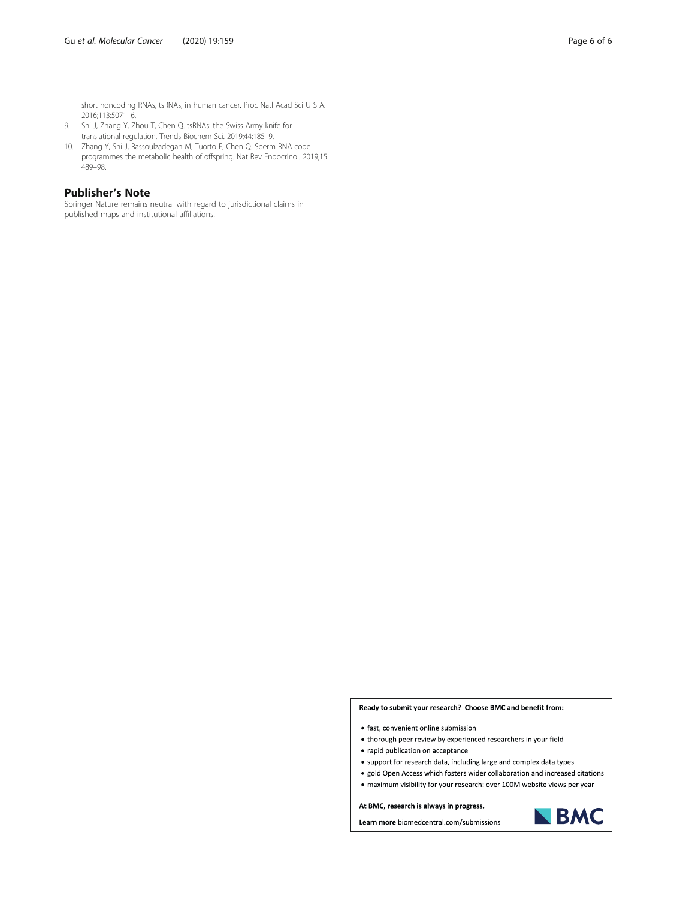short noncoding RNAs, tsRNAs, in human cancer. Proc Natl Acad Sci U S A. 2016;113:5071–6.

9. Shi J, Zhang Y, Zhou T, Chen Q. tsRNAs: the Swiss Army knife for translational regulation. Trends Biochem Sci. 2019;44:185–9.
10. Zhang Y, Shi J, Rassoulzadegan M, Tuorto F, Chen Q. Sperm RNA code programmes the metabolic health of offspring. Nat Rev Endocrinol. 2019;15:489–98.

## Publisher's Note

Springer Nature remains neutral with regard to jurisdictional claims in published maps and institutional affiliations.

**Ready to submit your research? Choose BMC and benefit from:**

- fast, convenient online submission
- thorough peer review by experienced researchers in your field
- rapid publication on acceptance
- support for research data, including large and complex data types
- gold Open Access which fosters wider collaboration and increased citations
- maximum visibility for your research: over 100M website views per year

**At BMC, research is always in progress.**

**Learn more** biomedcentral.com/submissions

BMC